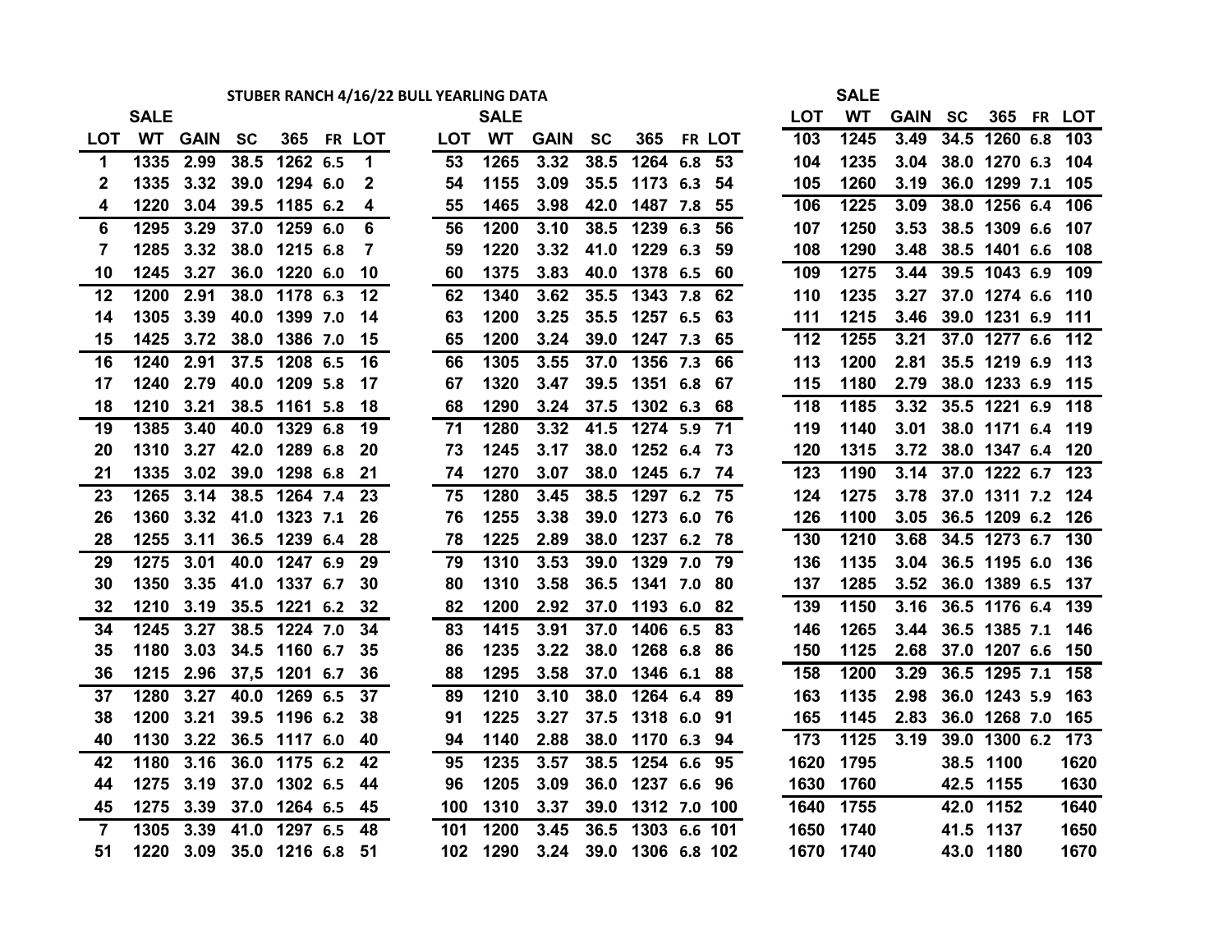# STUBER RANCH 4/16/22 BULL YEARLING DATA

| LOT | SALE WT | GAIN | SC | 365 | FR | LOT |
|---|---|---|---|---|---|---|
| 1 | 1335 | 2.99 | 38.5 | 1262 | 6.5 | 1 |
| 2 | 1335 | 3.32 | 39.0 | 1294 | 6.0 | 2 |
| 4 | 1220 | 3.04 | 39.5 | 1185 | 6.2 | 4 |
| 6 | 1295 | 3.29 | 37.0 | 1259 | 6.0 | 6 |
| 7 | 1285 | 3.32 | 38.0 | 1215 | 6.8 | 7 |
| 10 | 1245 | 3.27 | 36.0 | 1220 | 6.0 | 10 |
| 12 | 1200 | 2.91 | 38.0 | 1178 | 6.3 | 12 |
| 14 | 1305 | 3.39 | 40.0 | 1399 | 7.0 | 14 |
| 15 | 1425 | 3.72 | 38.0 | 1386 | 7.0 | 15 |
| 16 | 1240 | 2.91 | 37.5 | 1208 | 6.5 | 16 |
| 17 | 1240 | 2.79 | 40.0 | 1209 | 5.8 | 17 |
| 18 | 1210 | 3.21 | 38.5 | 1161 | 5.8 | 18 |
| 19 | 1385 | 3.40 | 40.0 | 1329 | 6.8 | 19 |
| 20 | 1310 | 3.27 | 42.0 | 1289 | 6.8 | 20 |
| 21 | 1335 | 3.02 | 39.0 | 1298 | 6.8 | 21 |
| 23 | 1265 | 3.14 | 38.5 | 1264 | 7.4 | 23 |
| 26 | 1360 | 3.32 | 41.0 | 1323 | 7.1 | 26 |
| 28 | 1255 | 3.11 | 36.5 | 1239 | 6.4 | 28 |
| 29 | 1275 | 3.01 | 40.0 | 1247 | 6.9 | 29 |
| 30 | 1350 | 3.35 | 41.0 | 1337 | 6.7 | 30 |
| 32 | 1210 | 3.19 | 35.5 | 1221 | 6.2 | 32 |
| 34 | 1245 | 3.27 | 38.5 | 1224 | 7.0 | 34 |
| 35 | 1180 | 3.03 | 34.5 | 1160 | 6.7 | 35 |
| 36 | 1215 | 2.96 | 37,5 | 1201 | 6.7 | 36 |
| 37 | 1280 | 3.27 | 40.0 | 1269 | 6.5 | 37 |
| 38 | 1200 | 3.21 | 39.5 | 1196 | 6.2 | 38 |
| 40 | 1130 | 3.22 | 36.5 | 1117 | 6.0 | 40 |
| 42 | 1180 | 3.16 | 36.0 | 1175 | 6.2 | 42 |
| 44 | 1275 | 3.19 | 37.0 | 1302 | 6.5 | 44 |
| 45 | 1275 | 3.39 | 37.0 | 1264 | 6.5 | 45 |
| 7 | 1305 | 3.39 | 41.0 | 1297 | 6.5 | 48 |
| 51 | 1220 | 3.09 | 35.0 | 1216 | 6.8 | 51 |
| 53 | 1265 | 3.32 | 38.5 | 1264 | 6.8 | 53 |
| 54 | 1155 | 3.09 | 35.5 | 1173 | 6.3 | 54 |
| 55 | 1465 | 3.98 | 42.0 | 1487 | 7.8 | 55 |
| 56 | 1200 | 3.10 | 38.5 | 1239 | 6.3 | 56 |
| 59 | 1220 | 3.32 | 41.0 | 1229 | 6.3 | 59 |
| 60 | 1375 | 3.83 | 40.0 | 1378 | 6.5 | 60 |
| 62 | 1340 | 3.62 | 35.5 | 1343 | 7.8 | 62 |
| 63 | 1200 | 3.25 | 35.5 | 1257 | 6.5 | 63 |
| 65 | 1200 | 3.24 | 39.0 | 1247 | 7.3 | 65 |
| 66 | 1305 | 3.55 | 37.0 | 1356 | 7.3 | 66 |
| 67 | 1320 | 3.47 | 39.5 | 1351 | 6.8 | 67 |
| 68 | 1290 | 3.24 | 37.5 | 1302 | 6.3 | 68 |
| 71 | 1280 | 3.32 | 41.5 | 1274 | 5.9 | 71 |
| 73 | 1245 | 3.17 | 38.0 | 1252 | 6.4 | 73 |
| 74 | 1270 | 3.07 | 38.0 | 1245 | 6.7 | 74 |
| 75 | 1280 | 3.45 | 38.5 | 1297 | 6.2 | 75 |
| 76 | 1255 | 3.38 | 39.0 | 1273 | 6.0 | 76 |
| 78 | 1225 | 2.89 | 38.0 | 1237 | 6.2 | 78 |
| 79 | 1310 | 3.53 | 39.0 | 1329 | 7.0 | 79 |
| 80 | 1310 | 3.58 | 36.5 | 1341 | 7.0 | 80 |
| 82 | 1200 | 2.92 | 37.0 | 1193 | 6.0 | 82 |
| 83 | 1415 | 3.91 | 37.0 | 1406 | 6.5 | 83 |
| 86 | 1235 | 3.22 | 38.0 | 1268 | 6.8 | 86 |
| 88 | 1295 | 3.58 | 37.0 | 1346 | 6.1 | 88 |
| 89 | 1210 | 3.10 | 38.0 | 1264 | 6.4 | 89 |
| 91 | 1225 | 3.27 | 37.5 | 1318 | 6.0 | 91 |
| 94 | 1140 | 2.88 | 38.0 | 1170 | 6.3 | 94 |
| 95 | 1235 | 3.57 | 38.5 | 1254 | 6.6 | 95 |
| 96 | 1205 | 3.09 | 36.0 | 1237 | 6.6 | 96 |
| 100 | 1310 | 3.37 | 39.0 | 1312 | 7.0 | 100 |
| 101 | 1200 | 3.45 | 36.5 | 1303 | 6.6 | 101 |
| 102 | 1290 | 3.24 | 39.0 | 1306 | 6.8 | 102 |
| 103 | 1245 | 3.49 | 34.5 | 1260 | 6.8 | 103 |
| 104 | 1235 | 3.04 | 38.0 | 1270 | 6.3 | 104 |
| 105 | 1260 | 3.19 | 36.0 | 1299 | 7.1 | 105 |
| 106 | 1225 | 3.09 | 38.0 | 1256 | 6.4 | 106 |
| 107 | 1250 | 3.53 | 38.5 | 1309 | 6.6 | 107 |
| 108 | 1290 | 3.48 | 38.5 | 1401 | 6.6 | 108 |
| 109 | 1275 | 3.44 | 39.5 | 1043 | 6.9 | 109 |
| 110 | 1235 | 3.27 | 37.0 | 1274 | 6.6 | 110 |
| 111 | 1215 | 3.46 | 39.0 | 1231 | 6.9 | 111 |
| 112 | 1255 | 3.21 | 37.0 | 1277 | 6.6 | 112 |
| 113 | 1200 | 2.81 | 35.5 | 1219 | 6.9 | 113 |
| 115 | 1180 | 2.79 | 38.0 | 1233 | 6.9 | 115 |
| 118 | 1185 | 3.32 | 35.5 | 1221 | 6.9 | 118 |
| 119 | 1140 | 3.01 | 38.0 | 1171 | 6.4 | 119 |
| 120 | 1315 | 3.72 | 38.0 | 1347 | 6.4 | 120 |
| 123 | 1190 | 3.14 | 37.0 | 1222 | 6.7 | 123 |
| 124 | 1275 | 3.78 | 37.0 | 1311 | 7.2 | 124 |
| 126 | 1100 | 3.05 | 36.5 | 1209 | 6.2 | 126 |
| 130 | 1210 | 3.68 | 34.5 | 1273 | 6.7 | 130 |
| 136 | 1135 | 3.04 | 36.5 | 1195 | 6.0 | 136 |
| 137 | 1285 | 3.52 | 36.0 | 1389 | 6.5 | 137 |
| 139 | 1150 | 3.16 | 36.5 | 1176 | 6.4 | 139 |
| 146 | 1265 | 3.44 | 36.5 | 1385 | 7.1 | 146 |
| 150 | 1125 | 2.68 | 37.0 | 1207 | 6.6 | 150 |
| 158 | 1200 | 3.29 | 36.5 | 1295 | 7.1 | 158 |
| 163 | 1135 | 2.98 | 36.0 | 1243 | 5.9 | 163 |
| 165 | 1145 | 2.83 | 36.0 | 1268 | 7.0 | 165 |
| 173 | 1125 | 3.19 | 39.0 | 1300 | 6.2 | 173 |
| 1620 | 1795 | | 38.5 | 1100 | | 1620 |
| 1630 | 1760 | | 42.5 | 1155 | | 1630 |
| 1640 | 1755 | | 42.0 | 1152 | | 1640 |
| 1650 | 1740 | | 41.5 | 1137 | | 1650 |
| 1670 | 1740 | | 43.0 | 1180 | | 1670 |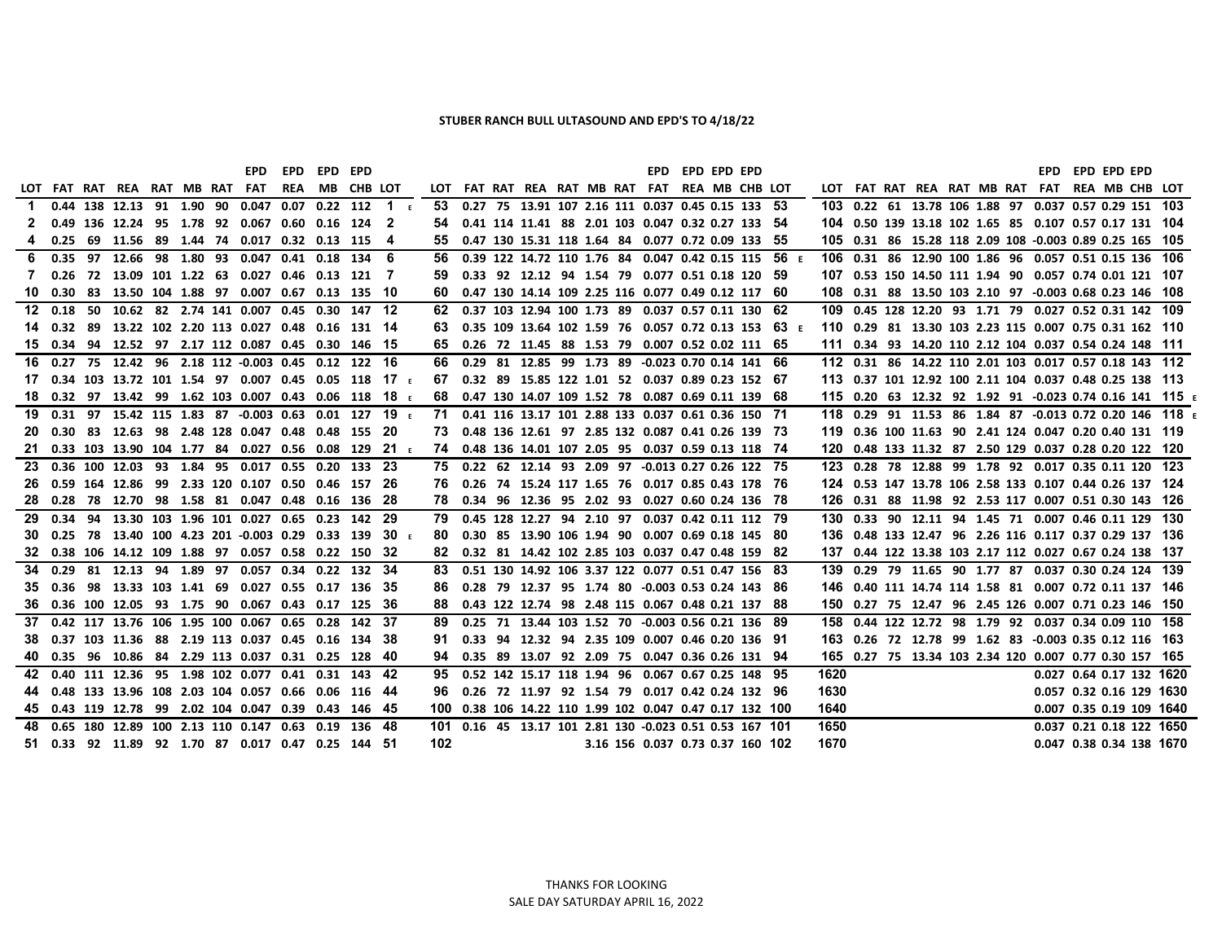**STUBER RANCH BULL ULTASOUND AND EPD'S TO 4/18/22**

| LOT | FAT | RAT | REA | RAT | MB | RAT | EPD FAT | EPD REA | EPD MB | EPD CHB | LOT |
|---|---|---|---|---|---|---|---|---|---|---|---|
| 1 | 0.44 | 138 | 12.13 | 91 | 1.90 | 90 | 0.047 | 0.07 | 0.22 | 112 | 1 E |
| 2 | 0.49 | 136 | 12.24 | 95 | 1.78 | 92 | 0.067 | 0.60 | 0.16 | 124 | 2 |
| 4 | 0.25 | 69 | 11.56 | 89 | 1.44 | 74 | 0.017 | 0.32 | 0.13 | 115 | 4 |
| 6 | 0.35 | 97 | 12.66 | 98 | 1.80 | 93 | 0.047 | 0.41 | 0.18 | 134 | 6 |
| 7 | 0.26 | 72 | 13.09 | 101 | 1.22 | 63 | 0.027 | 0.46 | 0.13 | 121 | 7 |
| 10 | 0.30 | 83 | 13.50 | 104 | 1.88 | 97 | 0.007 | 0.67 | 0.13 | 135 | 10 |
| 12 | 0.18 | 50 | 10.62 | 82 | 2.74 | 141 | 0.007 | 0.45 | 0.30 | 147 | 12 |
| 14 | 0.32 | 89 | 13.22 | 102 | 2.20 | 113 | 0.027 | 0.48 | 0.16 | 131 | 14 |
| 15 | 0.34 | 94 | 12.52 | 97 | 2.17 | 112 | 0.087 | 0.45 | 0.30 | 146 | 15 |
| 16 | 0.27 | 75 | 12.42 | 96 | 2.18 | 112 | -0.003 | 0.45 | 0.12 | 122 | 16 |
| 17 | 0.34 | 103 | 13.72 | 101 | 1.54 | 97 | 0.007 | 0.45 | 0.05 | 118 | 17 E |
| 18 | 0.32 | 97 | 13.42 | 99 | 1.62 | 103 | 0.007 | 0.43 | 0.06 | 118 | 18 E |
| 19 | 0.31 | 97 | 15.42 | 115 | 1.83 | 87 | -0.003 | 0.63 | 0.01 | 127 | 19 E |
| 20 | 0.30 | 83 | 12.63 | 98 | 2.48 | 128 | 0.047 | 0.48 | 0.48 | 155 | 20 |
| 21 | 0.33 | 103 | 13.90 | 104 | 1.77 | 84 | 0.027 | 0.56 | 0.08 | 129 | 21 E |
| 23 | 0.36 | 100 | 12.03 | 93 | 1.84 | 95 | 0.017 | 0.55 | 0.20 | 133 | 23 |
| 26 | 0.59 | 164 | 12.86 | 99 | 2.33 | 120 | 0.107 | 0.50 | 0.46 | 157 | 26 |
| 28 | 0.28 | 78 | 12.70 | 98 | 1.58 | 81 | 0.047 | 0.48 | 0.16 | 136 | 28 |
| 29 | 0.34 | 94 | 13.30 | 103 | 1.96 | 101 | 0.027 | 0.65 | 0.23 | 142 | 29 |
| 30 | 0.25 | 78 | 13.40 | 100 | 4.23 | 201 | -0.003 | 0.29 | 0.33 | 139 | 30 E |
| 32 | 0.38 | 106 | 14.12 | 109 | 1.88 | 97 | 0.057 | 0.58 | 0.22 | 150 | 32 |
| 34 | 0.29 | 81 | 12.13 | 94 | 1.89 | 97 | 0.057 | 0.34 | 0.22 | 132 | 34 |
| 35 | 0.36 | 98 | 13.33 | 103 | 1.41 | 69 | 0.027 | 0.55 | 0.17 | 136 | 35 |
| 36 | 0.36 | 100 | 12.05 | 93 | 1.75 | 90 | 0.067 | 0.43 | 0.17 | 125 | 36 |
| 37 | 0.42 | 117 | 13.76 | 106 | 1.95 | 100 | 0.067 | 0.65 | 0.28 | 142 | 37 |
| 38 | 0.37 | 103 | 11.36 | 88 | 2.19 | 113 | 0.037 | 0.45 | 0.16 | 134 | 38 |
| 40 | 0.35 | 96 | 10.86 | 84 | 2.29 | 113 | 0.037 | 0.31 | 0.25 | 128 | 40 |
| 42 | 0.40 | 111 | 12.36 | 95 | 1.98 | 102 | 0.077 | 0.41 | 0.31 | 143 | 42 |
| 44 | 0.48 | 133 | 13.96 | 108 | 2.03 | 104 | 0.057 | 0.66 | 0.06 | 116 | 44 |
| 45 | 0.43 | 119 | 12.78 | 99 | 2.02 | 104 | 0.047 | 0.39 | 0.43 | 146 | 45 |
| 48 | 0.65 | 180 | 12.89 | 100 | 2.13 | 110 | 0.147 | 0.63 | 0.19 | 136 | 48 |
| 51 | 0.33 | 92 | 11.89 | 92 | 1.70 | 87 | 0.017 | 0.47 | 0.25 | 144 | 51 |
| 53 | 0.27 | 75 | 13.91 | 107 | 2.16 | 111 | 0.037 | 0.45 | 0.15 | 133 | 53 |
| 54 | 0.41 | 114 | 11.41 | 88 | 2.01 | 103 | 0.047 | 0.32 | 0.27 | 133 | 54 |
| 55 | 0.47 | 130 | 15.31 | 118 | 1.64 | 84 | 0.077 | 0.72 | 0.09 | 133 | 55 |
| 56 | 0.39 | 122 | 14.72 | 110 | 1.76 | 84 | 0.047 | 0.42 | 0.15 | 115 | 56 E |
| 59 | 0.33 | 92 | 12.12 | 94 | 1.54 | 79 | 0.077 | 0.51 | 0.18 | 120 | 59 |
| 60 | 0.47 | 130 | 14.14 | 109 | 2.25 | 116 | 0.077 | 0.49 | 0.12 | 117 | 60 |
| 62 | 0.37 | 103 | 12.94 | 100 | 1.73 | 89 | 0.037 | 0.57 | 0.11 | 130 | 62 |
| 63 | 0.35 | 109 | 13.64 | 102 | 1.59 | 76 | 0.057 | 0.72 | 0.13 | 153 | 63 E |
| 65 | 0.26 | 72 | 11.45 | 88 | 1.53 | 79 | 0.007 | 0.52 | 0.02 | 111 | 65 |
| 66 | 0.29 | 81 | 12.85 | 99 | 1.73 | 89 | -0.023 | 0.70 | 0.14 | 141 | 66 |
| 67 | 0.32 | 89 | 15.85 | 122 | 1.01 | 52 | 0.037 | 0.89 | 0.23 | 152 | 67 |
| 68 | 0.47 | 130 | 14.07 | 109 | 1.52 | 78 | 0.087 | 0.69 | 0.11 | 139 | 68 |
| 71 | 0.41 | 116 | 13.17 | 101 | 2.88 | 133 | 0.037 | 0.61 | 0.36 | 150 | 71 |
| 73 | 0.48 | 136 | 12.61 | 97 | 2.85 | 132 | 0.087 | 0.41 | 0.26 | 139 | 73 |
| 74 | 0.48 | 136 | 14.01 | 107 | 2.05 | 95 | 0.037 | 0.59 | 0.13 | 118 | 74 |
| 75 | 0.22 | 62 | 12.14 | 93 | 2.09 | 97 | -0.013 | 0.27 | 0.26 | 122 | 75 |
| 76 | 0.26 | 74 | 15.24 | 117 | 1.65 | 76 | 0.017 | 0.85 | 0.43 | 178 | 76 |
| 78 | 0.34 | 96 | 12.36 | 95 | 2.02 | 93 | 0.027 | 0.60 | 0.24 | 136 | 78 |
| 79 | 0.45 | 128 | 12.27 | 94 | 2.10 | 97 | 0.037 | 0.42 | 0.11 | 112 | 79 |
| 80 | 0.30 | 85 | 13.90 | 106 | 1.94 | 90 | 0.007 | 0.69 | 0.18 | 145 | 80 |
| 82 | 0.32 | 81 | 14.42 | 102 | 2.85 | 103 | 0.037 | 0.47 | 0.48 | 159 | 82 |
| 83 | 0.51 | 130 | 14.92 | 106 | 3.37 | 122 | 0.077 | 0.51 | 0.47 | 156 | 83 |
| 86 | 0.28 | 79 | 12.37 | 95 | 1.74 | 80 | -0.003 | 0.53 | 0.24 | 143 | 86 |
| 88 | 0.43 | 122 | 12.74 | 98 | 2.48 | 115 | 0.067 | 0.48 | 0.21 | 137 | 88 |
| 89 | 0.25 | 71 | 13.44 | 103 | 1.52 | 70 | -0.003 | 0.56 | 0.21 | 136 | 89 |
| 91 | 0.33 | 94 | 12.32 | 94 | 2.35 | 109 | 0.007 | 0.46 | 0.20 | 136 | 91 |
| 94 | 0.35 | 89 | 13.07 | 92 | 2.09 | 75 | 0.047 | 0.36 | 0.26 | 131 | 94 |
| 95 | 0.52 | 142 | 15.17 | 118 | 1.94 | 96 | 0.067 | 0.67 | 0.25 | 148 | 95 |
| 96 | 0.26 | 72 | 11.97 | 92 | 1.54 | 79 | 0.017 | 0.42 | 0.24 | 132 | 96 |
| 100 | 0.38 | 106 | 14.22 | 110 | 1.99 | 102 | 0.047 | 0.47 | 0.17 | 132 | 100 |
| 101 | 0.16 | 45 | 13.17 | 101 | 2.81 | 130 | -0.023 | 0.51 | 0.53 | 167 | 101 |
| 102 | | | | | 3.16 | 156 | 0.037 | 0.73 | 0.37 | 160 | 102 |
| 103 | 0.22 | 61 | 13.78 | 106 | 1.88 | 97 | 0.037 | 0.57 | 0.29 | 151 | 103 |
| 104 | 0.50 | 139 | 13.18 | 102 | 1.65 | 85 | 0.107 | 0.57 | 0.17 | 131 | 104 |
| 105 | 0.31 | 86 | 15.28 | 118 | 2.09 | 108 | -0.003 | 0.89 | 0.25 | 165 | 105 |
| 106 | 0.31 | 86 | 12.90 | 100 | 1.86 | 96 | 0.057 | 0.51 | 0.15 | 136 | 106 |
| 107 | 0.53 | 150 | 14.50 | 111 | 1.94 | 90 | 0.057 | 0.74 | 0.01 | 121 | 107 |
| 108 | 0.31 | 88 | 13.50 | 103 | 2.10 | 97 | -0.003 | 0.68 | 0.23 | 146 | 108 |
| 109 | 0.45 | 128 | 12.20 | 93 | 1.71 | 79 | 0.027 | 0.52 | 0.31 | 142 | 109 |
| 110 | 0.29 | 81 | 13.30 | 103 | 2.23 | 115 | 0.007 | 0.75 | 0.31 | 162 | 110 |
| 111 | 0.34 | 93 | 14.20 | 110 | 2.12 | 104 | 0.037 | 0.54 | 0.24 | 148 | 111 |
| 112 | 0.31 | 86 | 14.22 | 110 | 2.01 | 103 | 0.017 | 0.57 | 0.18 | 143 | 112 |
| 113 | 0.37 | 101 | 12.92 | 100 | 2.11 | 104 | 0.037 | 0.48 | 0.25 | 138 | 113 |
| 115 | 0.20 | 63 | 12.32 | 92 | 1.92 | 91 | -0.023 | 0.74 | 0.16 | 141 | 115 E |
| 118 | 0.29 | 91 | 11.53 | 86 | 1.84 | 87 | -0.013 | 0.72 | 0.20 | 146 | 118 E |
| 119 | 0.36 | 100 | 11.63 | 90 | 2.41 | 124 | 0.047 | 0.20 | 0.40 | 131 | 119 |
| 120 | 0.48 | 133 | 11.32 | 87 | 2.50 | 129 | 0.037 | 0.28 | 0.20 | 122 | 120 |
| 123 | 0.28 | 78 | 12.88 | 99 | 1.78 | 92 | 0.017 | 0.35 | 0.11 | 120 | 123 |
| 124 | 0.53 | 147 | 13.78 | 106 | 2.58 | 133 | 0.107 | 0.44 | 0.26 | 137 | 124 |
| 126 | 0.31 | 88 | 11.98 | 92 | 2.53 | 117 | 0.007 | 0.51 | 0.30 | 143 | 126 |
| 130 | 0.33 | 90 | 12.11 | 94 | 1.45 | 71 | 0.007 | 0.46 | 0.11 | 129 | 130 |
| 136 | 0.48 | 133 | 12.47 | 96 | 2.26 | 116 | 0.117 | 0.37 | 0.29 | 137 | 136 |
| 137 | 0.44 | 122 | 13.38 | 103 | 2.17 | 112 | 0.027 | 0.67 | 0.24 | 138 | 137 |
| 139 | 0.29 | 79 | 11.65 | 90 | 1.77 | 87 | 0.037 | 0.30 | 0.24 | 124 | 139 |
| 146 | 0.40 | 111 | 14.74 | 114 | 1.58 | 81 | 0.007 | 0.72 | 0.11 | 137 | 146 |
| 150 | 0.27 | 75 | 12.47 | 96 | 2.45 | 126 | 0.007 | 0.71 | 0.23 | 146 | 150 |
| 158 | 0.44 | 122 | 12.72 | 98 | 1.79 | 92 | 0.037 | 0.34 | 0.09 | 110 | 158 |
| 163 | 0.26 | 72 | 12.78 | 99 | 1.62 | 83 | -0.003 | 0.35 | 0.12 | 116 | 163 |
| 165 | 0.27 | 75 | 13.34 | 103 | 2.34 | 120 | 0.007 | 0.77 | 0.30 | 157 | 165 |
| 1620 | | | | | | | 0.027 | 0.64 | 0.17 | 132 | 1620 |
| 1630 | | | | | | | 0.057 | 0.32 | 0.16 | 129 | 1630 |
| 1640 | | | | | | | 0.007 | 0.35 | 0.19 | 109 | 1640 |
| 1650 | | | | | | | 0.037 | 0.21 | 0.18 | 122 | 1650 |
| 1670 | | | | | | | 0.047 | 0.38 | 0.34 | 138 | 1670 |

THANKS FOR LOOKING
SALE DAY SATURDAY APRIL 16, 2022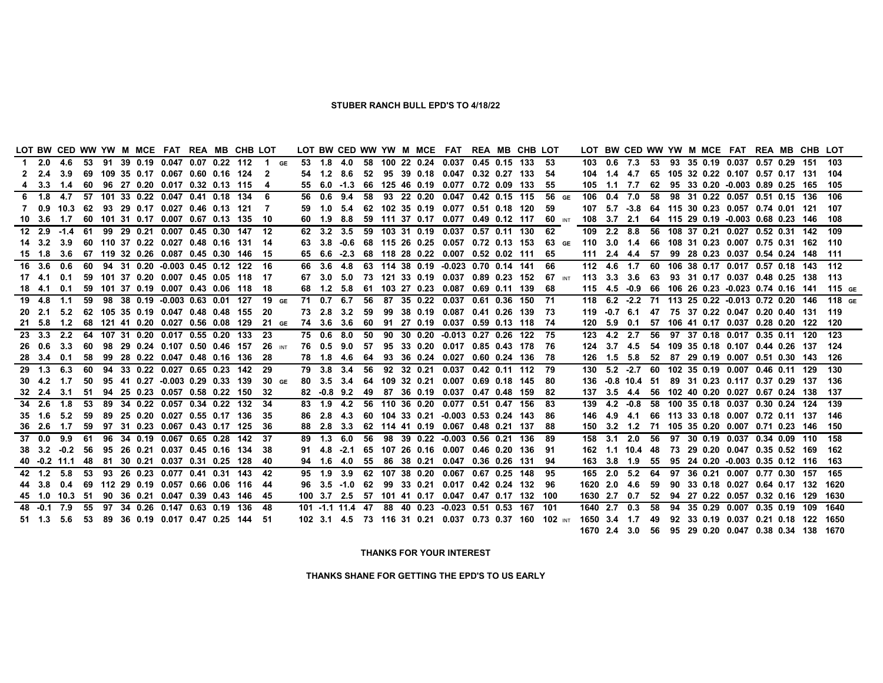# STUBER RANCH BULL EPD'S TO 4/18/22

| LOT | BW | CED | WW | YW | M | MCE | FAT | REA | MB | CHB | LOT | | LOT | BW | CED | WW | YW | M | MCE | FAT | REA | MB | CHB | LOT | | LOT | BW | CED | WW | YW | M | MCE | FAT | REA | MB | CHB | LOT | |
|---|---|---|---|---|---|---|---|---|---|---|---|---|---|---|---|---|---|---|---|---|---|---|---|---|---|---|---|---|---|---|---|---|---|---|---|---|---|---|
| 1 | 2.0 | 4.6 | 53 | 91 | 39 | 0.19 | 0.047 | 0.07 | 0.22 | 112 | 1 | GE | 53 | 1.8 | 4.0 | 58 | 100 | 22 | 0.24 | 0.037 | 0.45 | 0.15 | 133 | 53 | | 103 | 0.6 | 7.3 | 53 | 93 | 35 | 0.19 | 0.037 | 0.57 | 0.29 | 151 | 103 | |
| 2 | 2.4 | 3.9 | 69 | 109 | 35 | 0.17 | 0.067 | 0.60 | 0.16 | 124 | 2 | | 54 | 1.2 | 8.6 | 52 | 95 | 39 | 0.18 | 0.047 | 0.32 | 0.27 | 133 | 54 | | 104 | 1.4 | 4.7 | 65 | 105 | 32 | 0.22 | 0.107 | 0.57 | 0.17 | 131 | 104 | |
| 4 | 3.3 | 1.4 | 60 | 96 | 27 | 0.20 | 0.017 | 0.32 | 0.13 | 115 | 4 | | 55 | 6.0 | -1.3 | 66 | 125 | 46 | 0.19 | 0.077 | 0.72 | 0.09 | 133 | 55 | | 105 | 1.1 | 7.7 | 62 | 95 | 33 | 0.20 | -0.003 | 0.89 | 0.25 | 165 | 105 | |
| 6 | 1.8 | 4.7 | 57 | 101 | 33 | 0.22 | 0.047 | 0.41 | 0.18 | 134 | 6 | | 56 | 0.6 | 9.4 | 58 | 93 | 22 | 0.20 | 0.047 | 0.42 | 0.15 | 115 | 56 | GE | 106 | 0.4 | 7.0 | 58 | 98 | 31 | 0.22 | 0.057 | 0.51 | 0.15 | 136 | 106 | |
| 7 | 0.9 | 10.3 | 62 | 93 | 29 | 0.17 | 0.027 | 0.46 | 0.13 | 121 | 7 | | 59 | 1.0 | 5.4 | 62 | 102 | 35 | 0.19 | 0.077 | 0.51 | 0.18 | 120 | 59 | | 107 | 5.7 | -3.8 | 64 | 115 | 30 | 0.23 | 0.057 | 0.74 | 0.01 | 121 | 107 | |
| 10 | 3.6 | 1.7 | 60 | 101 | 31 | 0.17 | 0.007 | 0.67 | 0.13 | 135 | 10 | | 60 | 1.9 | 8.8 | 59 | 111 | 37 | 0.17 | 0.077 | 0.49 | 0.12 | 117 | 60 | INT | 108 | 3.7 | 2.1 | 64 | 115 | 29 | 0.19 | -0.003 | 0.68 | 0.23 | 146 | 108 | |
| 12 | 2.9 | -1.4 | 61 | 99 | 29 | 0.21 | 0.007 | 0.45 | 0.30 | 147 | 12 | | 62 | 3.2 | 3.5 | 59 | 103 | 31 | 0.19 | 0.037 | 0.57 | 0.11 | 130 | 62 | | 109 | 2.2 | 8.8 | 56 | 108 | 37 | 0.21 | 0.027 | 0.52 | 0.31 | 142 | 109 | |
| 14 | 3.2 | 3.9 | 60 | 110 | 37 | 0.22 | 0.027 | 0.48 | 0.16 | 131 | 14 | | 63 | 3.8 | -0.6 | 68 | 115 | 26 | 0.25 | 0.057 | 0.72 | 0.13 | 153 | 63 | GE | 110 | 3.0 | 1.4 | 66 | 108 | 31 | 0.23 | 0.007 | 0.75 | 0.31 | 162 | 110 | |
| 15 | 1.8 | 3.6 | 67 | 119 | 32 | 0.26 | 0.087 | 0.45 | 0.30 | 146 | 15 | | 65 | 6.6 | -2.3 | 68 | 118 | 28 | 0.22 | 0.007 | 0.52 | 0.02 | 111 | 65 | | 111 | 2.4 | 4.4 | 57 | 99 | 28 | 0.23 | 0.037 | 0.54 | 0.24 | 148 | 111 | |
| 16 | 3.6 | 0.6 | 60 | 94 | 31 | 0.20 | -0.003 | 0.45 | 0.12 | 122 | 16 | | 66 | 3.6 | 4.8 | 63 | 114 | 38 | 0.19 | -0.023 | 0.70 | 0.14 | 141 | 66 | | 112 | 4.6 | 1.7 | 60 | 106 | 38 | 0.17 | 0.017 | 0.57 | 0.18 | 143 | 112 | |
| 17 | 4.1 | 0.1 | 59 | 101 | 37 | 0.20 | 0.007 | 0.45 | 0.05 | 118 | 17 | | 67 | 3.0 | 5.0 | 73 | 121 | 33 | 0.19 | 0.037 | 0.89 | 0.23 | 152 | 67 | INT | 113 | 3.3 | 3.6 | 63 | 93 | 31 | 0.17 | 0.037 | 0.48 | 0.25 | 138 | 113 | |
| 18 | 4.1 | 0.1 | 59 | 101 | 37 | 0.19 | 0.007 | 0.43 | 0.06 | 118 | 18 | | 68 | 1.2 | 5.8 | 61 | 103 | 27 | 0.23 | 0.087 | 0.69 | 0.11 | 139 | 68 | | 115 | 4.5 | -0.9 | 66 | 106 | 26 | 0.23 | -0.023 | 0.74 | 0.16 | 141 | 115 | GE |
| 19 | 4.8 | 1.1 | 59 | 98 | 38 | 0.19 | -0.003 | 0.63 | 0.01 | 127 | 19 | GE | 71 | 0.7 | 6.7 | 56 | 87 | 35 | 0.22 | 0.037 | 0.61 | 0.36 | 150 | 71 | | 118 | 6.2 | -2.2 | 71 | 113 | 25 | 0.22 | -0.013 | 0.72 | 0.20 | 146 | 118 | GE |
| 20 | 2.1 | 5.2 | 62 | 105 | 35 | 0.19 | 0.047 | 0.48 | 0.48 | 155 | 20 | | 73 | 2.8 | 3.2 | 59 | 99 | 38 | 0.19 | 0.087 | 0.41 | 0.26 | 139 | 73 | | 119 | -0.7 | 6.1 | 47 | 75 | 37 | 0.22 | 0.047 | 0.20 | 0.40 | 131 | 119 | |
| 21 | 5.8 | 1.2 | 68 | 121 | 41 | 0.20 | 0.027 | 0.56 | 0.08 | 129 | 21 | GE | 74 | 3.6 | 3.6 | 60 | 91 | 27 | 0.19 | 0.037 | 0.59 | 0.13 | 118 | 74 | | 120 | 5.9 | 0.1 | 57 | 106 | 41 | 0.17 | 0.037 | 0.28 | 0.20 | 122 | 120 | |
| 23 | 3.3 | 2.2 | 64 | 107 | 31 | 0.20 | 0.017 | 0.55 | 0.20 | 133 | 23 | | 75 | 0.6 | 8.0 | 50 | 90 | 30 | 0.20 | -0.013 | 0.27 | 0.26 | 122 | 75 | | 123 | 4.2 | 2.7 | 56 | 97 | 37 | 0.18 | 0.017 | 0.35 | 0.11 | 120 | 123 | |
| 26 | 0.6 | 3.3 | 60 | 98 | 29 | 0.24 | 0.107 | 0.50 | 0.46 | 157 | 26 | INT | 76 | 0.5 | 9.0 | 57 | 95 | 33 | 0.20 | 0.017 | 0.85 | 0.43 | 178 | 76 | | 124 | 3.7 | 4.5 | 54 | 109 | 35 | 0.18 | 0.107 | 0.44 | 0.26 | 137 | 124 | |
| 28 | 3.4 | 0.1 | 58 | 99 | 28 | 0.22 | 0.047 | 0.48 | 0.16 | 136 | 28 | | 78 | 1.8 | 4.6 | 64 | 93 | 36 | 0.24 | 0.027 | 0.60 | 0.24 | 136 | 78 | | 126 | 1.5 | 5.8 | 52 | 87 | 29 | 0.19 | 0.007 | 0.51 | 0.30 | 143 | 126 | |
| 29 | 1.3 | 6.3 | 60 | 94 | 33 | 0.22 | 0.027 | 0.65 | 0.23 | 142 | 29 | | 79 | 3.8 | 3.4 | 56 | 92 | 32 | 0.21 | 0.037 | 0.42 | 0.11 | 112 | 79 | | 130 | 5.2 | -2.7 | 60 | 102 | 35 | 0.19 | 0.007 | 0.46 | 0.11 | 129 | 130 | |
| 30 | 4.2 | 1.7 | 50 | 95 | 41 | 0.27 | -0.003 | 0.29 | 0.33 | 139 | 30 | GE | 80 | 3.5 | 3.4 | 64 | 109 | 32 | 0.21 | 0.007 | 0.69 | 0.18 | 145 | 80 | | 136 | -0.8 | 10.4 | 51 | 89 | 31 | 0.23 | 0.117 | 0.37 | 0.29 | 137 | 136 | |
| 32 | 2.4 | 3.1 | 51 | 94 | 25 | 0.23 | 0.057 | 0.58 | 0.22 | 150 | 32 | | 82 | -0.8 | 9.2 | 49 | 87 | 36 | 0.19 | 0.037 | 0.47 | 0.48 | 159 | 82 | | 137 | 3.5 | 4.4 | 56 | 102 | 40 | 0.20 | 0.027 | 0.67 | 0.24 | 138 | 137 | |
| 34 | 2.6 | 1.8 | 53 | 89 | 34 | 0.22 | 0.057 | 0.34 | 0.22 | 132 | 34 | | 83 | 1.9 | 4.2 | 56 | 110 | 36 | 0.20 | 0.077 | 0.51 | 0.47 | 156 | 83 | | 139 | 4.2 | -0.8 | 58 | 100 | 35 | 0.18 | 0.037 | 0.30 | 0.24 | 124 | 139 | |
| 35 | 1.6 | 5.2 | 59 | 89 | 25 | 0.20 | 0.027 | 0.55 | 0.17 | 136 | 35 | | 86 | 2.8 | 4.3 | 60 | 104 | 33 | 0.21 | -0.003 | 0.53 | 0.24 | 143 | 86 | | 146 | 4.9 | 4.1 | 66 | 113 | 33 | 0.18 | 0.007 | 0.72 | 0.11 | 137 | 146 | |
| 36 | 2.6 | 1.7 | 59 | 97 | 31 | 0.23 | 0.067 | 0.43 | 0.17 | 125 | 36 | | 88 | 2.8 | 3.3 | 62 | 114 | 41 | 0.19 | 0.067 | 0.48 | 0.21 | 137 | 88 | | 150 | 3.2 | 1.2 | 71 | 105 | 35 | 0.20 | 0.007 | 0.71 | 0.23 | 146 | 150 | |
| 37 | 0.0 | 9.9 | 61 | 96 | 34 | 0.19 | 0.067 | 0.65 | 0.28 | 142 | 37 | | 89 | 1.3 | 6.0 | 56 | 98 | 39 | 0.22 | -0.003 | 0.56 | 0.21 | 136 | 89 | | 158 | 3.1 | 2.0 | 56 | 97 | 30 | 0.19 | 0.037 | 0.34 | 0.09 | 110 | 158 | |
| 38 | 3.2 | -0.2 | 56 | 95 | 26 | 0.21 | 0.037 | 0.45 | 0.16 | 134 | 38 | | 91 | 4.8 | -2.1 | 65 | 107 | 26 | 0.16 | 0.007 | 0.46 | 0.20 | 136 | 91 | | 162 | 1.1 | 10.4 | 48 | 73 | 29 | 0.20 | 0.047 | 0.35 | 0.52 | 169 | 162 | |
| 40 | -0.2 | 11.1 | 48 | 81 | 30 | 0.21 | 0.037 | 0.31 | 0.25 | 128 | 40 | | 94 | 1.6 | 4.0 | 55 | 86 | 38 | 0.21 | 0.047 | 0.36 | 0.26 | 131 | 94 | | 163 | 3.8 | 1.9 | 55 | 95 | 24 | 0.20 | -0.003 | 0.35 | 0.12 | 116 | 163 | |
| 42 | 1.2 | 5.8 | 53 | 93 | 26 | 0.23 | 0.077 | 0.41 | 0.31 | 143 | 42 | | 95 | 1.9 | 3.9 | 62 | 107 | 38 | 0.20 | 0.067 | 0.67 | 0.25 | 148 | 95 | | 165 | 2.0 | 5.2 | 64 | 97 | 36 | 0.21 | 0.007 | 0.77 | 0.30 | 157 | 165 | |
| 44 | 3.8 | 0.4 | 69 | 112 | 29 | 0.19 | 0.057 | 0.66 | 0.06 | 116 | 44 | | 96 | 3.5 | -1.0 | 62 | 99 | 33 | 0.21 | 0.017 | 0.42 | 0.24 | 132 | 96 | | 1620 | 2.0 | 4.6 | 59 | 90 | 33 | 0.18 | 0.027 | 0.64 | 0.17 | 132 | 1620 | |
| 45 | 1.0 | 10.3 | 51 | 90 | 36 | 0.21 | 0.047 | 0.39 | 0.43 | 146 | 45 | | 100 | 3.7 | 2.5 | 57 | 101 | 41 | 0.17 | 0.047 | 0.47 | 0.17 | 132 | 100 | | 1630 | 2.7 | 0.7 | 52 | 94 | 27 | 0.22 | 0.057 | 0.32 | 0.16 | 129 | 1630 | |
| 48 | -0.1 | 7.9 | 55 | 97 | 34 | 0.26 | 0.147 | 0.63 | 0.19 | 136 | 48 | | 101 | -1.1 | 11.4 | 47 | 88 | 40 | 0.23 | -0.023 | 0.51 | 0.53 | 167 | 101 | | 1640 | 2.7 | 0.3 | 58 | 94 | 35 | 0.29 | 0.007 | 0.35 | 0.19 | 109 | 1640 | |
| 51 | 1.3 | 5.6 | 53 | 89 | 36 | 0.19 | 0.017 | 0.47 | 0.25 | 144 | 51 | | 102 | 3.1 | 4.5 | 73 | 116 | 31 | 0.21 | 0.037 | 0.73 | 0.37 | 160 | 102 | INT | 1650 | 3.4 | 1.7 | 49 | 92 | 33 | 0.19 | 0.037 | 0.21 | 0.18 | 122 | 1650 | |
| | | | | | | | | | | | | | | | | | | | | | | | | | | 1670 | 2.4 | 3.0 | 56 | 95 | 29 | 0.20 | 0.047 | 0.38 | 0.34 | 138 | 1670 | |

**THANKS FOR YOUR INTEREST**

**THANKS SHANE FOR GETTING THE EPD'S TO US EARLY**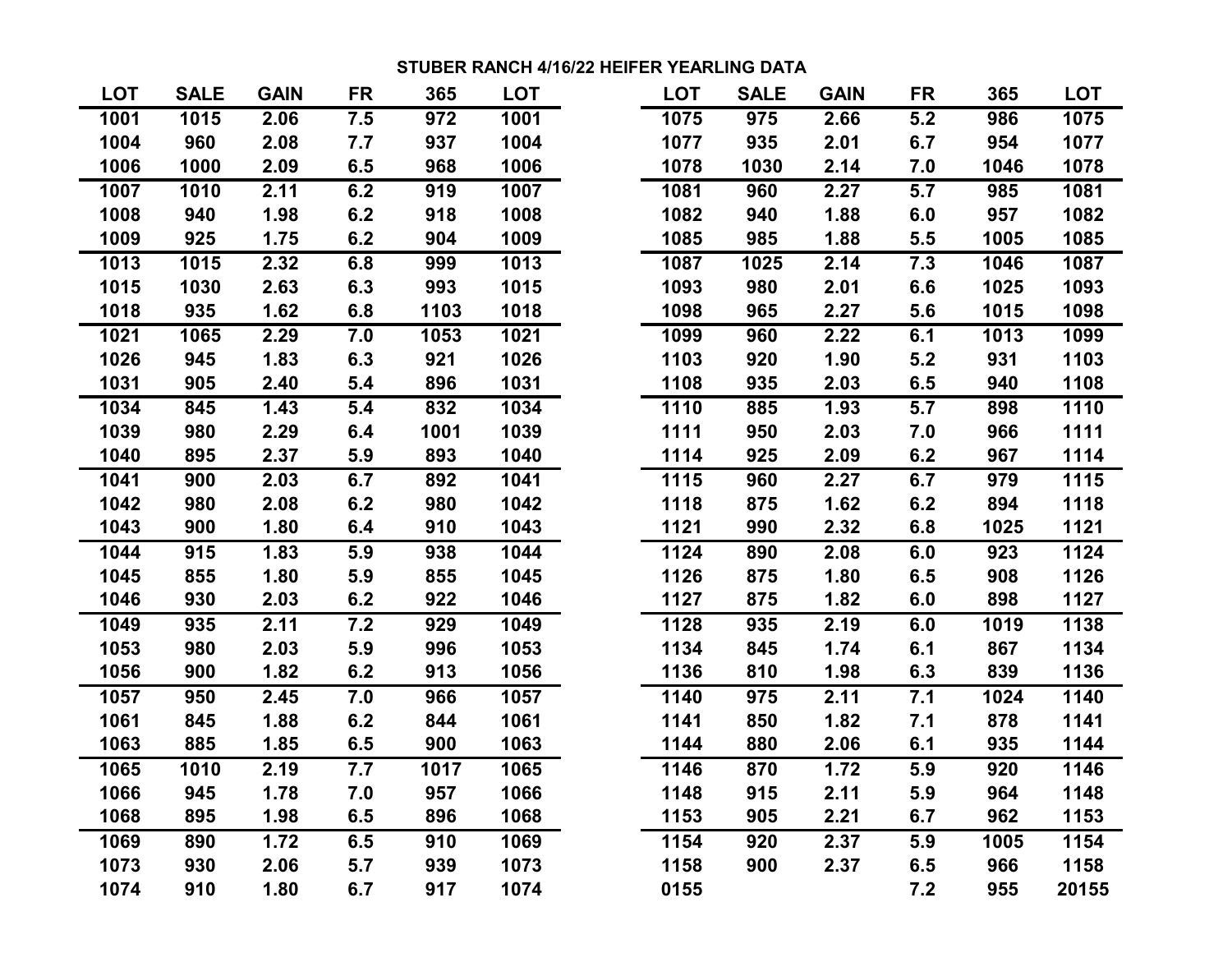# STUBER RANCH 4/16/22 HEIFER YEARLING DATA

| LOT | SALE | GAIN | FR | 365 | LOT |
|---|---|---|---|---|---|
| 1001 | 1015 | 2.06 | 7.5 | 972 | 1001 |
| 1004 | 960 | 2.08 | 7.7 | 937 | 1004 |
| 1006 | 1000 | 2.09 | 6.5 | 968 | 1006 |
| 1007 | 1010 | 2.11 | 6.2 | 919 | 1007 |
| 1008 | 940 | 1.98 | 6.2 | 918 | 1008 |
| 1009 | 925 | 1.75 | 6.2 | 904 | 1009 |
| 1013 | 1015 | 2.32 | 6.8 | 999 | 1013 |
| 1015 | 1030 | 2.63 | 6.3 | 993 | 1015 |
| 1018 | 935 | 1.62 | 6.8 | 1103 | 1018 |
| 1021 | 1065 | 2.29 | 7.0 | 1053 | 1021 |
| 1026 | 945 | 1.83 | 6.3 | 921 | 1026 |
| 1031 | 905 | 2.40 | 5.4 | 896 | 1031 |
| 1034 | 845 | 1.43 | 5.4 | 832 | 1034 |
| 1039 | 980 | 2.29 | 6.4 | 1001 | 1039 |
| 1040 | 895 | 2.37 | 5.9 | 893 | 1040 |
| 1041 | 900 | 2.03 | 6.7 | 892 | 1041 |
| 1042 | 980 | 2.08 | 6.2 | 980 | 1042 |
| 1043 | 900 | 1.80 | 6.4 | 910 | 1043 |
| 1044 | 915 | 1.83 | 5.9 | 938 | 1044 |
| 1045 | 855 | 1.80 | 5.9 | 855 | 1045 |
| 1046 | 930 | 2.03 | 6.2 | 922 | 1046 |
| 1049 | 935 | 2.11 | 7.2 | 929 | 1049 |
| 1053 | 980 | 2.03 | 5.9 | 996 | 1053 |
| 1056 | 900 | 1.82 | 6.2 | 913 | 1056 |
| 1057 | 950 | 2.45 | 7.0 | 966 | 1057 |
| 1061 | 845 | 1.88 | 6.2 | 844 | 1061 |
| 1063 | 885 | 1.85 | 6.5 | 900 | 1063 |
| 1065 | 1010 | 2.19 | 7.7 | 1017 | 1065 |
| 1066 | 945 | 1.78 | 7.0 | 957 | 1066 |
| 1068 | 895 | 1.98 | 6.5 | 896 | 1068 |
| 1069 | 890 | 1.72 | 6.5 | 910 | 1069 |
| 1073 | 930 | 2.06 | 5.7 | 939 | 1073 |
| 1074 | 910 | 1.80 | 6.7 | 917 | 1074 |
| 1075 | 975 | 2.66 | 5.2 | 986 | 1075 |
| 1077 | 935 | 2.01 | 6.7 | 954 | 1077 |
| 1078 | 1030 | 2.14 | 7.0 | 1046 | 1078 |
| 1081 | 960 | 2.27 | 5.7 | 985 | 1081 |
| 1082 | 940 | 1.88 | 6.0 | 957 | 1082 |
| 1085 | 985 | 1.88 | 5.5 | 1005 | 1085 |
| 1087 | 1025 | 2.14 | 7.3 | 1046 | 1087 |
| 1093 | 980 | 2.01 | 6.6 | 1025 | 1093 |
| 1098 | 965 | 2.27 | 5.6 | 1015 | 1098 |
| 1099 | 960 | 2.22 | 6.1 | 1013 | 1099 |
| 1103 | 920 | 1.90 | 5.2 | 931 | 1103 |
| 1108 | 935 | 2.03 | 6.5 | 940 | 1108 |
| 1110 | 885 | 1.93 | 5.7 | 898 | 1110 |
| 1111 | 950 | 2.03 | 7.0 | 966 | 1111 |
| 1114 | 925 | 2.09 | 6.2 | 967 | 1114 |
| 1115 | 960 | 2.27 | 6.7 | 979 | 1115 |
| 1118 | 875 | 1.62 | 6.2 | 894 | 1118 |
| 1121 | 990 | 2.32 | 6.8 | 1025 | 1121 |
| 1124 | 890 | 2.08 | 6.0 | 923 | 1124 |
| 1126 | 875 | 1.80 | 6.5 | 908 | 1126 |
| 1127 | 875 | 1.82 | 6.0 | 898 | 1127 |
| 1128 | 935 | 2.19 | 6.0 | 1019 | 1138 |
| 1134 | 845 | 1.74 | 6.1 | 867 | 1134 |
| 1136 | 810 | 1.98 | 6.3 | 839 | 1136 |
| 1140 | 975 | 2.11 | 7.1 | 1024 | 1140 |
| 1141 | 850 | 1.82 | 7.1 | 878 | 1141 |
| 1144 | 880 | 2.06 | 6.1 | 935 | 1144 |
| 1146 | 870 | 1.72 | 5.9 | 920 | 1146 |
| 1148 | 915 | 2.11 | 5.9 | 964 | 1148 |
| 1153 | 905 | 2.21 | 6.7 | 962 | 1153 |
| 1154 | 920 | 2.37 | 5.9 | 1005 | 1154 |
| 1158 | 900 | 2.37 | 6.5 | 966 | 1158 |
| 0155 | | | 7.2 | 955 | 20155 |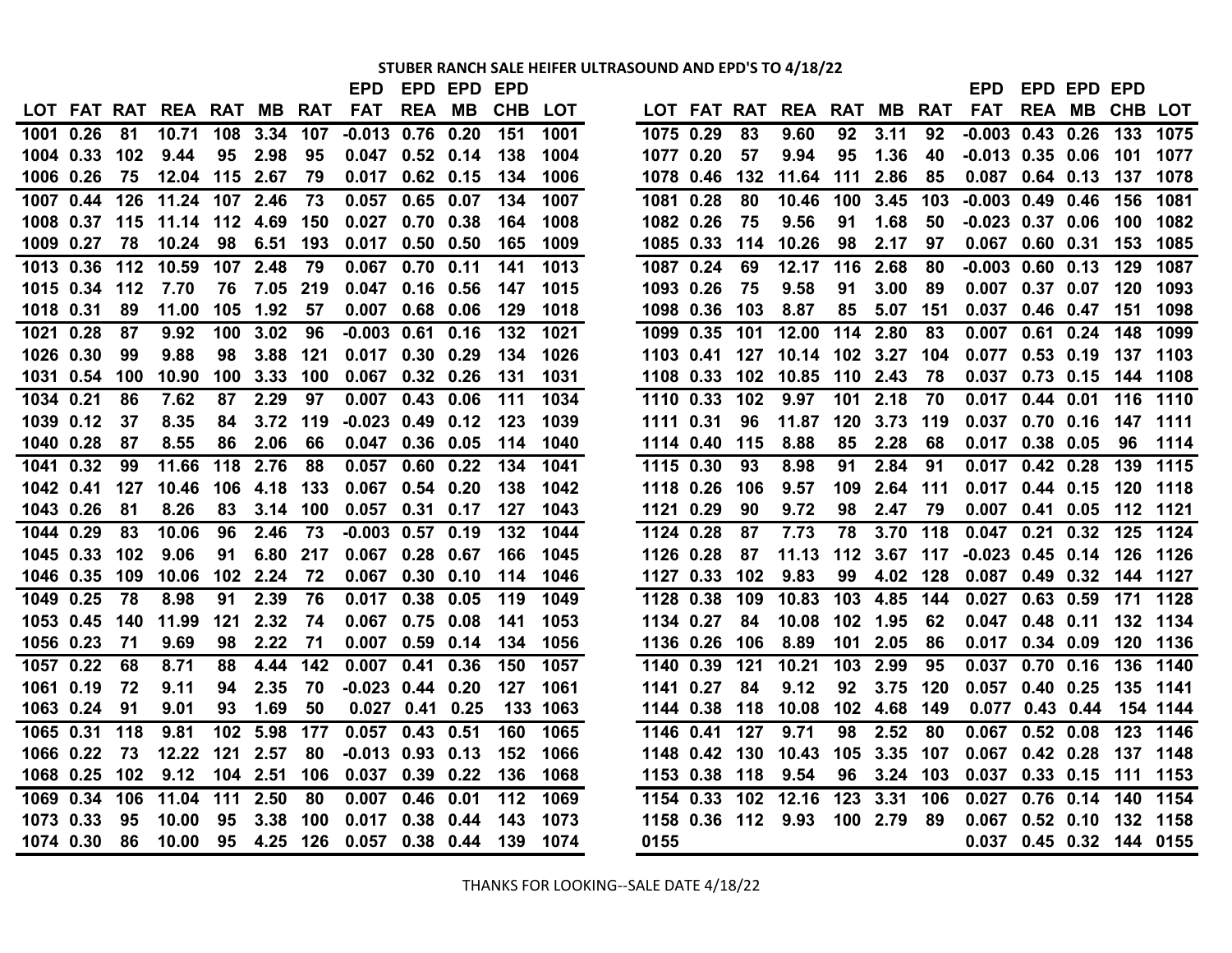# STUBER RANCH SALE HEIFER ULTRASOUND AND EPD'S TO 4/18/22

| LOT | FAT | RAT | REA | RAT | MB | RAT | EPD FAT | EPD REA | EPD MB | EPD CHB | LOT |
|---|---|---|---|---|---|---|---|---|---|---|---|
| 1001 | 0.26 | 81 | 10.71 | 108 | 3.34 | 107 | -0.013 | 0.76 | 0.20 | 151 | 1001 |
| 1004 | 0.33 | 102 | 9.44 | 95 | 2.98 | 95 | 0.047 | 0.52 | 0.14 | 138 | 1004 |
| 1006 | 0.26 | 75 | 12.04 | 115 | 2.67 | 79 | 0.017 | 0.62 | 0.15 | 134 | 1006 |
| 1007 | 0.44 | 126 | 11.24 | 107 | 2.46 | 73 | 0.057 | 0.65 | 0.07 | 134 | 1007 |
| 1008 | 0.37 | 115 | 11.14 | 112 | 4.69 | 150 | 0.027 | 0.70 | 0.38 | 164 | 1008 |
| 1009 | 0.27 | 78 | 10.24 | 98 | 6.51 | 193 | 0.017 | 0.50 | 0.50 | 165 | 1009 |
| 1013 | 0.36 | 112 | 10.59 | 107 | 2.48 | 79 | 0.067 | 0.70 | 0.11 | 141 | 1013 |
| 1015 | 0.34 | 112 | 7.70 | 76 | 7.05 | 219 | 0.047 | 0.16 | 0.56 | 147 | 1015 |
| 1018 | 0.31 | 89 | 11.00 | 105 | 1.92 | 57 | 0.007 | 0.68 | 0.06 | 129 | 1018 |
| 1021 | 0.28 | 87 | 9.92 | 100 | 3.02 | 96 | -0.003 | 0.61 | 0.16 | 132 | 1021 |
| 1026 | 0.30 | 99 | 9.88 | 98 | 3.88 | 121 | 0.017 | 0.30 | 0.29 | 134 | 1026 |
| 1031 | 0.54 | 100 | 10.90 | 100 | 3.33 | 100 | 0.067 | 0.32 | 0.26 | 131 | 1031 |
| 1034 | 0.21 | 86 | 7.62 | 87 | 2.29 | 97 | 0.007 | 0.43 | 0.06 | 111 | 1034 |
| 1039 | 0.12 | 37 | 8.35 | 84 | 3.72 | 119 | -0.023 | 0.49 | 0.12 | 123 | 1039 |
| 1040 | 0.28 | 87 | 8.55 | 86 | 2.06 | 66 | 0.047 | 0.36 | 0.05 | 114 | 1040 |
| 1041 | 0.32 | 99 | 11.66 | 118 | 2.76 | 88 | 0.057 | 0.60 | 0.22 | 134 | 1041 |
| 1042 | 0.41 | 127 | 10.46 | 106 | 4.18 | 133 | 0.067 | 0.54 | 0.20 | 138 | 1042 |
| 1043 | 0.26 | 81 | 8.26 | 83 | 3.14 | 100 | 0.057 | 0.31 | 0.17 | 127 | 1043 |
| 1044 | 0.29 | 83 | 10.06 | 96 | 2.46 | 73 | -0.003 | 0.57 | 0.19 | 132 | 1044 |
| 1045 | 0.33 | 102 | 9.06 | 91 | 6.80 | 217 | 0.067 | 0.28 | 0.67 | 166 | 1045 |
| 1046 | 0.35 | 109 | 10.06 | 102 | 2.24 | 72 | 0.067 | 0.30 | 0.10 | 114 | 1046 |
| 1049 | 0.25 | 78 | 8.98 | 91 | 2.39 | 76 | 0.017 | 0.38 | 0.05 | 119 | 1049 |
| 1053 | 0.45 | 140 | 11.99 | 121 | 2.32 | 74 | 0.067 | 0.75 | 0.08 | 141 | 1053 |
| 1056 | 0.23 | 71 | 9.69 | 98 | 2.22 | 71 | 0.007 | 0.59 | 0.14 | 134 | 1056 |
| 1057 | 0.22 | 68 | 8.71 | 88 | 4.44 | 142 | 0.007 | 0.41 | 0.36 | 150 | 1057 |
| 1061 | 0.19 | 72 | 9.11 | 94 | 2.35 | 70 | -0.023 | 0.44 | 0.20 | 127 | 1061 |
| 1063 | 0.24 | 91 | 9.01 | 93 | 1.69 | 50 | 0.027 | 0.41 | 0.25 | 133 | 1063 |
| 1065 | 0.31 | 118 | 9.81 | 102 | 5.98 | 177 | 0.057 | 0.43 | 0.51 | 160 | 1065 |
| 1066 | 0.22 | 73 | 12.22 | 121 | 2.57 | 80 | -0.013 | 0.93 | 0.13 | 152 | 1066 |
| 1068 | 0.25 | 102 | 9.12 | 104 | 2.51 | 106 | 0.037 | 0.39 | 0.22 | 136 | 1068 |
| 1069 | 0.34 | 106 | 11.04 | 111 | 2.50 | 80 | 0.007 | 0.46 | 0.01 | 112 | 1069 |
| 1073 | 0.33 | 95 | 10.00 | 95 | 3.38 | 100 | 0.017 | 0.38 | 0.44 | 143 | 1073 |
| 1074 | 0.30 | 86 | 10.00 | 95 | 4.25 | 126 | 0.057 | 0.38 | 0.44 | 139 | 1074 |
| 1075 | 0.29 | 83 | 9.60 | 92 | 3.11 | 92 | -0.003 | 0.43 | 0.26 | 133 | 1075 |
| 1077 | 0.20 | 57 | 9.94 | 95 | 1.36 | 40 | -0.013 | 0.35 | 0.06 | 101 | 1077 |
| 1078 | 0.46 | 132 | 11.64 | 111 | 2.86 | 85 | 0.087 | 0.64 | 0.13 | 137 | 1078 |
| 1081 | 0.28 | 80 | 10.46 | 100 | 3.45 | 103 | -0.003 | 0.49 | 0.46 | 156 | 1081 |
| 1082 | 0.26 | 75 | 9.56 | 91 | 1.68 | 50 | -0.023 | 0.37 | 0.06 | 100 | 1082 |
| 1085 | 0.33 | 114 | 10.26 | 98 | 2.17 | 97 | 0.067 | 0.60 | 0.31 | 153 | 1085 |
| 1087 | 0.24 | 69 | 12.17 | 116 | 2.68 | 80 | -0.003 | 0.60 | 0.13 | 129 | 1087 |
| 1093 | 0.26 | 75 | 9.58 | 91 | 3.00 | 89 | 0.007 | 0.37 | 0.07 | 120 | 1093 |
| 1098 | 0.36 | 103 | 8.87 | 85 | 5.07 | 151 | 0.037 | 0.46 | 0.47 | 151 | 1098 |
| 1099 | 0.35 | 101 | 12.00 | 114 | 2.80 | 83 | 0.007 | 0.61 | 0.24 | 148 | 1099 |
| 1103 | 0.41 | 127 | 10.14 | 102 | 3.27 | 104 | 0.077 | 0.53 | 0.19 | 137 | 1103 |
| 1108 | 0.33 | 102 | 10.85 | 110 | 2.43 | 78 | 0.037 | 0.73 | 0.15 | 144 | 1108 |
| 1110 | 0.33 | 102 | 9.97 | 101 | 2.18 | 70 | 0.017 | 0.44 | 0.01 | 116 | 1110 |
| 1111 | 0.31 | 96 | 11.87 | 120 | 3.73 | 119 | 0.037 | 0.70 | 0.16 | 147 | 1111 |
| 1114 | 0.40 | 115 | 8.88 | 85 | 2.28 | 68 | 0.017 | 0.38 | 0.05 | 96 | 1114 |
| 1115 | 0.30 | 93 | 8.98 | 91 | 2.84 | 91 | 0.017 | 0.42 | 0.28 | 139 | 1115 |
| 1118 | 0.26 | 106 | 9.57 | 109 | 2.64 | 111 | 0.017 | 0.44 | 0.15 | 120 | 1118 |
| 1121 | 0.29 | 90 | 9.72 | 98 | 2.47 | 79 | 0.007 | 0.41 | 0.05 | 112 | 1121 |
| 1124 | 0.28 | 87 | 7.73 | 78 | 3.70 | 118 | 0.047 | 0.21 | 0.32 | 125 | 1124 |
| 1126 | 0.28 | 87 | 11.13 | 112 | 3.67 | 117 | -0.023 | 0.45 | 0.14 | 126 | 1126 |
| 1127 | 0.33 | 102 | 9.83 | 99 | 4.02 | 128 | 0.087 | 0.49 | 0.32 | 144 | 1127 |
| 1128 | 0.38 | 109 | 10.83 | 103 | 4.85 | 144 | 0.027 | 0.63 | 0.59 | 171 | 1128 |
| 1134 | 0.27 | 84 | 10.08 | 102 | 1.95 | 62 | 0.047 | 0.48 | 0.11 | 132 | 1134 |
| 1136 | 0.26 | 106 | 8.89 | 101 | 2.05 | 86 | 0.017 | 0.34 | 0.09 | 120 | 1136 |
| 1140 | 0.39 | 121 | 10.21 | 103 | 2.99 | 95 | 0.037 | 0.70 | 0.16 | 136 | 1140 |
| 1141 | 0.27 | 84 | 9.12 | 92 | 3.75 | 120 | 0.057 | 0.40 | 0.25 | 135 | 1141 |
| 1144 | 0.38 | 118 | 10.08 | 102 | 4.68 | 149 | 0.077 | 0.43 | 0.44 | 154 | 1144 |
| 1146 | 0.41 | 127 | 9.71 | 98 | 2.52 | 80 | 0.067 | 0.52 | 0.08 | 123 | 1146 |
| 1148 | 0.42 | 130 | 10.43 | 105 | 3.35 | 107 | 0.067 | 0.42 | 0.28 | 137 | 1148 |
| 1153 | 0.38 | 118 | 9.54 | 96 | 3.24 | 103 | 0.037 | 0.33 | 0.15 | 111 | 1153 |
| 1154 | 0.33 | 102 | 12.16 | 123 | 3.31 | 106 | 0.027 | 0.76 | 0.14 | 140 | 1154 |
| 1158 | 0.36 | 112 | 9.93 | 100 | 2.79 | 89 | 0.067 | 0.52 | 0.10 | 132 | 1158 |
| 0155 | | | | | | | 0.037 | 0.45 | 0.32 | 144 | 0155 |

THANKS FOR LOOKING--SALE DATE 4/18/22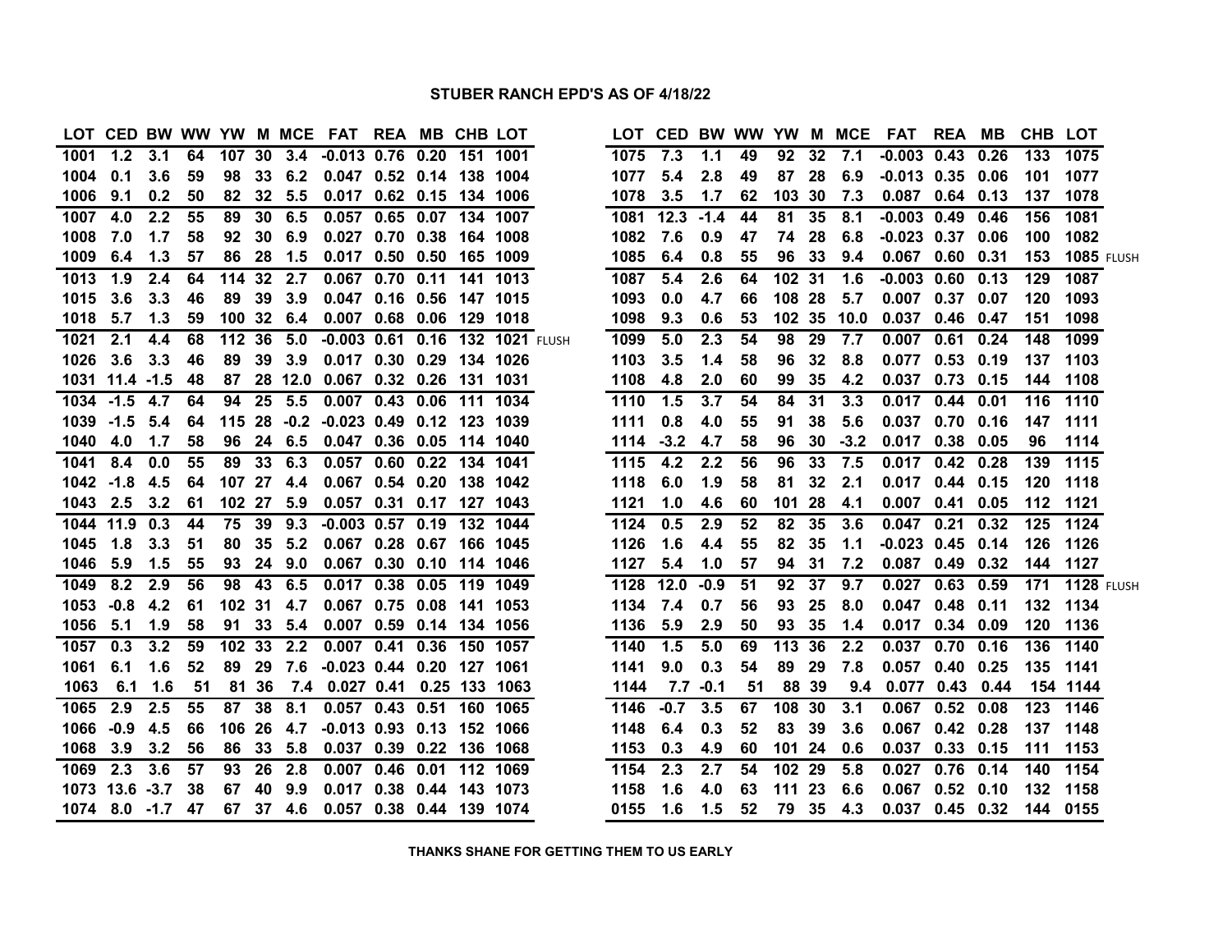**STUBER RANCH EPD'S AS OF 4/18/22**

| LOT | CED | BW | WW | YW | M | MCE | FAT | REA | MB | CHB | LOT | |
|---|---|---|---|---|---|---|---|---|---|---|---|---|
| 1001 | 1.2 | 3.1 | 64 | 107 | 30 | 3.4 | -0.013 | 0.76 | 0.20 | 151 | 1001 | |
| 1004 | 0.1 | 3.6 | 59 | 98 | 33 | 6.2 | 0.047 | 0.52 | 0.14 | 138 | 1004 | |
| 1006 | 9.1 | 0.2 | 50 | 82 | 32 | 5.5 | 0.017 | 0.62 | 0.15 | 134 | 1006 | |
| 1007 | 4.0 | 2.2 | 55 | 89 | 30 | 6.5 | 0.057 | 0.65 | 0.07 | 134 | 1007 | |
| 1008 | 7.0 | 1.7 | 58 | 92 | 30 | 6.9 | 0.027 | 0.70 | 0.38 | 164 | 1008 | |
| 1009 | 6.4 | 1.3 | 57 | 86 | 28 | 1.5 | 0.017 | 0.50 | 0.50 | 165 | 1009 | |
| 1013 | 1.9 | 2.4 | 64 | 114 | 32 | 2.7 | 0.067 | 0.70 | 0.11 | 141 | 1013 | |
| 1015 | 3.6 | 3.3 | 46 | 89 | 39 | 3.9 | 0.047 | 0.16 | 0.56 | 147 | 1015 | |
| 1018 | 5.7 | 1.3 | 59 | 100 | 32 | 6.4 | 0.007 | 0.68 | 0.06 | 129 | 1018 | |
| 1021 | 2.1 | 4.4 | 68 | 112 | 36 | 5.0 | -0.003 | 0.61 | 0.16 | 132 | 1021 | FLUSH |
| 1026 | 3.6 | 3.3 | 46 | 89 | 39 | 3.9 | 0.017 | 0.30 | 0.29 | 134 | 1026 | |
| 1031 | 11.4 | -1.5 | 48 | 87 | 28 | 12.0 | 0.067 | 0.32 | 0.26 | 131 | 1031 | |
| 1034 | -1.5 | 4.7 | 64 | 94 | 25 | 5.5 | 0.007 | 0.43 | 0.06 | 111 | 1034 | |
| 1039 | -1.5 | 5.4 | 64 | 115 | 28 | -0.2 | -0.023 | 0.49 | 0.12 | 123 | 1039 | |
| 1040 | 4.0 | 1.7 | 58 | 96 | 24 | 6.5 | 0.047 | 0.36 | 0.05 | 114 | 1040 | |
| 1041 | 8.4 | 0.0 | 55 | 89 | 33 | 6.3 | 0.057 | 0.60 | 0.22 | 134 | 1041 | |
| 1042 | -1.8 | 4.5 | 64 | 107 | 27 | 4.4 | 0.067 | 0.54 | 0.20 | 138 | 1042 | |
| 1043 | 2.5 | 3.2 | 61 | 102 | 27 | 5.9 | 0.057 | 0.31 | 0.17 | 127 | 1043 | |
| 1044 | 11.9 | 0.3 | 44 | 75 | 39 | 9.3 | -0.003 | 0.57 | 0.19 | 132 | 1044 | |
| 1045 | 1.8 | 3.3 | 51 | 80 | 35 | 5.2 | 0.067 | 0.28 | 0.67 | 166 | 1045 | |
| 1046 | 5.9 | 1.5 | 55 | 93 | 24 | 9.0 | 0.067 | 0.30 | 0.10 | 114 | 1046 | |
| 1049 | 8.2 | 2.9 | 56 | 98 | 43 | 6.5 | 0.017 | 0.38 | 0.05 | 119 | 1049 | |
| 1053 | -0.8 | 4.2 | 61 | 102 | 31 | 4.7 | 0.067 | 0.75 | 0.08 | 141 | 1053 | |
| 1056 | 5.1 | 1.9 | 58 | 91 | 33 | 5.4 | 0.007 | 0.59 | 0.14 | 134 | 1056 | |
| 1057 | 0.3 | 3.2 | 59 | 102 | 33 | 2.2 | 0.007 | 0.41 | 0.36 | 150 | 1057 | |
| 1061 | 6.1 | 1.6 | 52 | 89 | 29 | 7.6 | -0.023 | 0.44 | 0.20 | 127 | 1061 | |
| 1063 | 6.1 | 1.6 | 51 | 81 | 36 | 7.4 | 0.027 | 0.41 | 0.25 | 133 | 1063 | |
| 1065 | 2.9 | 2.5 | 55 | 87 | 38 | 8.1 | 0.057 | 0.43 | 0.51 | 160 | 1065 | |
| 1066 | -0.9 | 4.5 | 66 | 106 | 26 | 4.7 | -0.013 | 0.93 | 0.13 | 152 | 1066 | |
| 1068 | 3.9 | 3.2 | 56 | 86 | 33 | 5.8 | 0.037 | 0.39 | 0.22 | 136 | 1068 | |
| 1069 | 2.3 | 3.6 | 57 | 93 | 26 | 2.8 | 0.007 | 0.46 | 0.01 | 112 | 1069 | |
| 1073 | 13.6 | -3.7 | 38 | 67 | 40 | 9.9 | 0.017 | 0.38 | 0.44 | 143 | 1073 | |
| 1074 | 8.0 | -1.7 | 47 | 67 | 37 | 4.6 | 0.057 | 0.38 | 0.44 | 139 | 1074 | |
| 1075 | 7.3 | 1.1 | 49 | 92 | 32 | 7.1 | -0.003 | 0.43 | 0.26 | 133 | 1075 | |
| 1077 | 5.4 | 2.8 | 49 | 87 | 28 | 6.9 | -0.013 | 0.35 | 0.06 | 101 | 1077 | |
| 1078 | 3.5 | 1.7 | 62 | 103 | 30 | 7.3 | 0.087 | 0.64 | 0.13 | 137 | 1078 | |
| 1081 | 12.3 | -1.4 | 44 | 81 | 35 | 8.1 | -0.003 | 0.49 | 0.46 | 156 | 1081 | |
| 1082 | 7.6 | 0.9 | 47 | 74 | 28 | 6.8 | -0.023 | 0.37 | 0.06 | 100 | 1082 | |
| 1085 | 6.4 | 0.8 | 55 | 96 | 33 | 9.4 | 0.067 | 0.60 | 0.31 | 153 | 1085 | FLUSH |
| 1087 | 5.4 | 2.6 | 64 | 102 | 31 | 1.6 | -0.003 | 0.60 | 0.13 | 129 | 1087 | |
| 1093 | 0.0 | 4.7 | 66 | 108 | 28 | 5.7 | 0.007 | 0.37 | 0.07 | 120 | 1093 | |
| 1098 | 9.3 | 0.6 | 53 | 102 | 35 | 10.0 | 0.037 | 0.46 | 0.47 | 151 | 1098 | |
| 1099 | 5.0 | 2.3 | 54 | 98 | 29 | 7.7 | 0.007 | 0.61 | 0.24 | 148 | 1099 | |
| 1103 | 3.5 | 1.4 | 58 | 96 | 32 | 8.8 | 0.077 | 0.53 | 0.19 | 137 | 1103 | |
| 1108 | 4.8 | 2.0 | 60 | 99 | 35 | 4.2 | 0.037 | 0.73 | 0.15 | 144 | 1108 | |
| 1110 | 1.5 | 3.7 | 54 | 84 | 31 | 3.3 | 0.017 | 0.44 | 0.01 | 116 | 1110 | |
| 1111 | 0.8 | 4.0 | 55 | 91 | 38 | 5.6 | 0.037 | 0.70 | 0.16 | 147 | 1111 | |
| 1114 | -3.2 | 4.7 | 58 | 96 | 30 | -3.2 | 0.017 | 0.38 | 0.05 | 96 | 1114 | |
| 1115 | 4.2 | 2.2 | 56 | 96 | 33 | 7.5 | 0.017 | 0.42 | 0.28 | 139 | 1115 | |
| 1118 | 6.0 | 1.9 | 58 | 81 | 32 | 2.1 | 0.017 | 0.44 | 0.15 | 120 | 1118 | |
| 1121 | 1.0 | 4.6 | 60 | 101 | 28 | 4.1 | 0.007 | 0.41 | 0.05 | 112 | 1121 | |
| 1124 | 0.5 | 2.9 | 52 | 82 | 35 | 3.6 | 0.047 | 0.21 | 0.32 | 125 | 1124 | |
| 1126 | 1.6 | 4.4 | 55 | 82 | 35 | 1.1 | -0.023 | 0.45 | 0.14 | 126 | 1126 | |
| 1127 | 5.4 | 1.0 | 57 | 94 | 31 | 7.2 | 0.087 | 0.49 | 0.32 | 144 | 1127 | |
| 1128 | 12.0 | -0.9 | 51 | 92 | 37 | 9.7 | 0.027 | 0.63 | 0.59 | 171 | 1128 | FLUSH |
| 1134 | 7.4 | 0.7 | 56 | 93 | 25 | 8.0 | 0.047 | 0.48 | 0.11 | 132 | 1134 | |
| 1136 | 5.9 | 2.9 | 50 | 93 | 35 | 1.4 | 0.017 | 0.34 | 0.09 | 120 | 1136 | |
| 1140 | 1.5 | 5.0 | 69 | 113 | 36 | 2.2 | 0.037 | 0.70 | 0.16 | 136 | 1140 | |
| 1141 | 9.0 | 0.3 | 54 | 89 | 29 | 7.8 | 0.057 | 0.40 | 0.25 | 135 | 1141 | |
| 1144 | 7.7 | -0.1 | 51 | 88 | 39 | 9.4 | 0.077 | 0.43 | 0.44 | 154 | 1144 | |
| 1146 | -0.7 | 3.5 | 67 | 108 | 30 | 3.1 | 0.067 | 0.52 | 0.08 | 123 | 1146 | |
| 1148 | 6.4 | 0.3 | 52 | 83 | 39 | 3.6 | 0.067 | 0.42 | 0.28 | 137 | 1148 | |
| 1153 | 0.3 | 4.9 | 60 | 101 | 24 | 0.6 | 0.037 | 0.33 | 0.15 | 111 | 1153 | |
| 1154 | 2.3 | 2.7 | 54 | 102 | 29 | 5.8 | 0.027 | 0.76 | 0.14 | 140 | 1154 | |
| 1158 | 1.6 | 4.0 | 63 | 111 | 23 | 6.6 | 0.067 | 0.52 | 0.10 | 132 | 1158 | |
| 0155 | 1.6 | 1.5 | 52 | 79 | 35 | 4.3 | 0.037 | 0.45 | 0.32 | 144 | 0155 | |

THANKS SHANE FOR GETTING THEM TO US EARLY